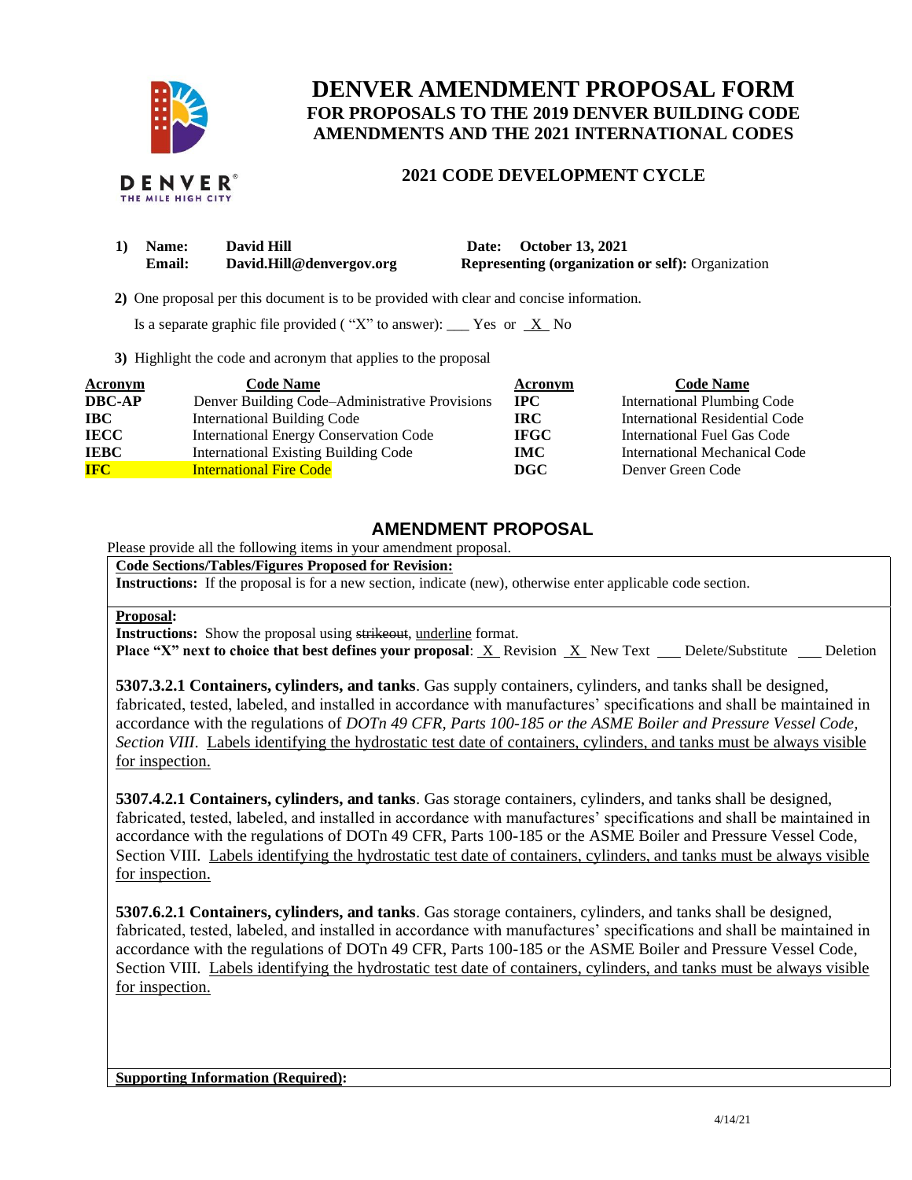# DENVER AMENDMENT PROPOSAL FORM

## FOR PROPOSALS TO THE 2019 DENVER BUILDING CODE AMENDMENTS AND THE 2021 INTERNATIONAL CODES

### 2021 CODE DEVELOPMENT CYCLE

1) **Name:** **David Hill** **Date:** **October 13, 2021**
   **Email:** **David.Hill@denvergov.org** **Representing (organization or self):** Organization

2) One proposal per this document is to be provided with clear and concise information.

   Is a separate graphic file provided ( "X" to answer): ___ Yes or _X_ No

3) Highlight the code and acronym that applies to the proposal

| Acronym | Code Name | Acronym | Code Name |
|---|---|---|---|
| **DBC-AP** | Denver Building Code–Administrative Provisions | **IPC** | International Plumbing Code |
| **IBC** | International Building Code | **IRC** | International Residential Code |
| **IECC** | International Energy Conservation Code | **IFGC** | International Fuel Gas Code |
| **IEBC** | International Existing Building Code | **IMC** | International Mechanical Code |
| **IFC** | International Fire Code | **DGC** | Denver Green Code |

## AMENDMENT PROPOSAL

Please provide all the following items in your amendment proposal.

**Code Sections/Tables/Figures Proposed for Revision:**
**Instructions:** If the proposal is for a new section, indicate (new), otherwise enter applicable code section.

**Proposal:**
**Instructions:** Show the proposal using ~~strikeout~~, <u>underline</u> format.
**Place "X" next to choice that best defines your proposal**: _X_ Revision _X_ New Text ___ Delete/Substitute ___ Deletion

**5307.3.2.1 Containers, cylinders, and tanks**. Gas supply containers, cylinders, and tanks shall be designed, fabricated, tested, labeled, and installed in accordance with manufactures' specifications and shall be maintained in accordance with the regulations of *DOTn 49 CFR, Parts 100-185 or the ASME Boiler and Pressure Vessel Code, Section VIII*. <u>Labels identifying the hydrostatic test date of containers, cylinders, and tanks must be always visible for inspection.</u>

**5307.4.2.1 Containers, cylinders, and tanks**. Gas storage containers, cylinders, and tanks shall be designed, fabricated, tested, labeled, and installed in accordance with manufactures' specifications and shall be maintained in accordance with the regulations of DOTn 49 CFR, Parts 100-185 or the ASME Boiler and Pressure Vessel Code, Section VIII. <u>Labels identifying the hydrostatic test date of containers, cylinders, and tanks must be always visible for inspection.</u>

**5307.6.2.1 Containers, cylinders, and tanks**. Gas storage containers, cylinders, and tanks shall be designed, fabricated, tested, labeled, and installed in accordance with manufactures' specifications and shall be maintained in accordance with the regulations of DOTn 49 CFR, Parts 100-185 or the ASME Boiler and Pressure Vessel Code, Section VIII. <u>Labels identifying the hydrostatic test date of containers, cylinders, and tanks must be always visible for inspection.</u>

**Supporting Information (Required):**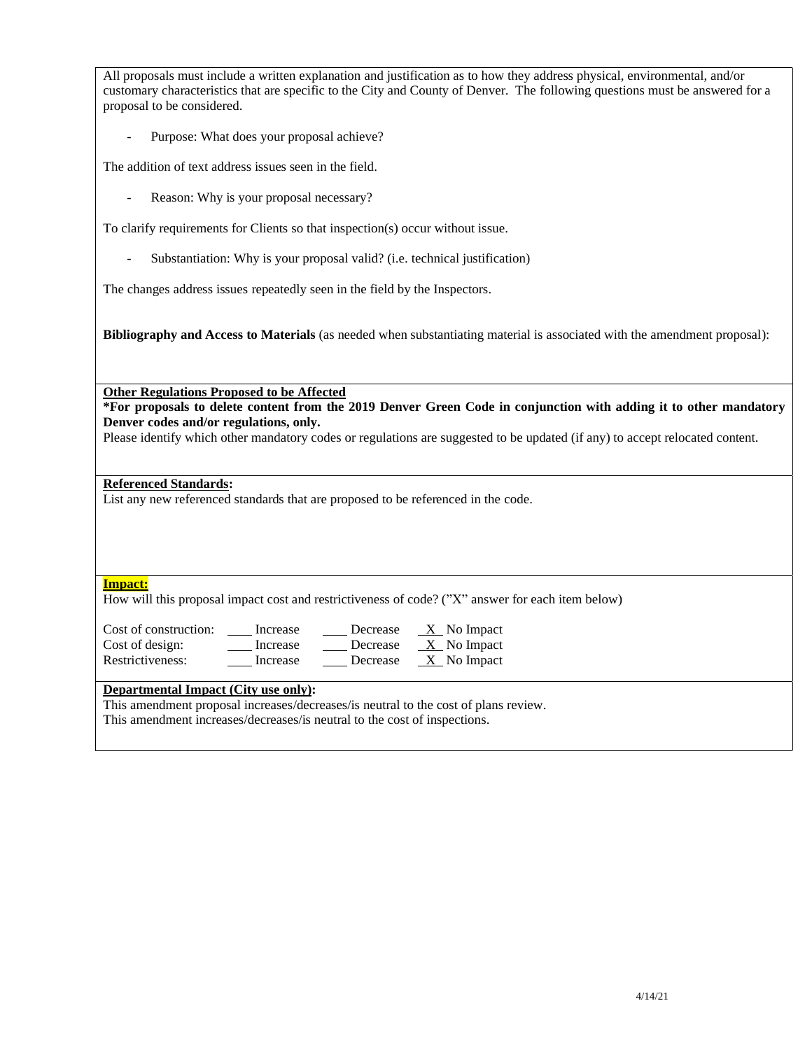All proposals must include a written explanation and justification as to how they address physical, environmental, and/or customary characteristics that are specific to the City and County of Denver. The following questions must be answered for a proposal to be considered.

- Purpose: What does your proposal achieve?

The addition of text address issues seen in the field.

- Reason: Why is your proposal necessary?

To clarify requirements for Clients so that inspection(s) occur without issue.

- Substantiation: Why is your proposal valid? (i.e. technical justification)

The changes address issues repeatedly seen in the field by the Inspectors.

**Bibliography and Access to Materials** (as needed when substantiating material is associated with the amendment proposal):

**Other Regulations Proposed to be Affected**

***For proposals to delete content from the 2019 Denver Green Code in conjunction with adding it to other mandatory Denver codes and/or regulations, only.**

Please identify which other mandatory codes or regulations are suggested to be updated (if any) to accept relocated content.

**Referenced Standards:**

List any new referenced standards that are proposed to be referenced in the code.

**Impact:**

How will this proposal impact cost and restrictiveness of code? ("X" answer for each item below)

| | | | |
|---|---|---|---|
| Cost of construction: | ____ Increase | ____ Decrease | X No Impact |
| Cost of design: | ____ Increase | ____ Decrease | X No Impact |
| Restrictiveness: | ____ Increase | ____ Decrease | X No Impact |

**Departmental Impact (City use only):**

This amendment proposal increases/decreases/is neutral to the cost of plans review.

This amendment increases/decreases/is neutral to the cost of inspections.